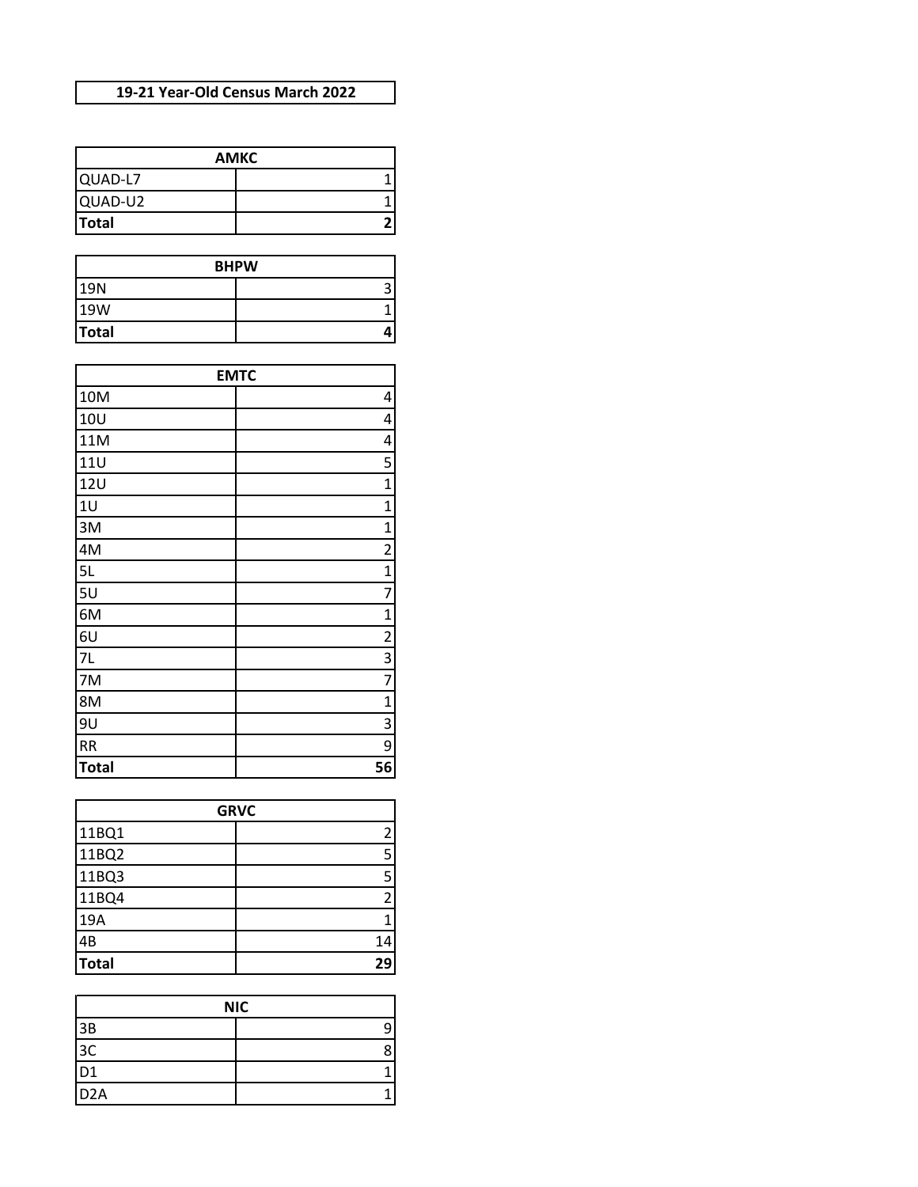# 19-21 Year-Old Census March 2022

| AMKC | |
|---|---|
| QUAD-L7 | 1 |
| QUAD-U2 | 1 |
| **Total** | **2** |

| BHPW | |
|---|---|
| 19N | 3 |
| 19W | 1 |
| **Total** | **4** |

| EMTC | |
|---|---|
| 10M | 4 |
| 10U | 4 |
| 11M | 4 |
| 11U | 5 |
| 12U | 1 |
| 1U | 1 |
| 3M | 1 |
| 4M | 2 |
| 5L | 1 |
| 5U | 7 |
| 6M | 1 |
| 6U | 2 |
| 7L | 3 |
| 7M | 7 |
| 8M | 1 |
| 9U | 3 |
| RR | 9 |
| **Total** | **56** |

| GRVC | |
|---|---|
| 11BQ1 | 2 |
| 11BQ2 | 5 |
| 11BQ3 | 5 |
| 11BQ4 | 2 |
| 19A | 1 |
| 4B | 14 |
| **Total** | **29** |

| NIC | |
|---|---|
| 3B | 9 |
| 3C | 8 |
| D1 | 1 |
| D2A | 1 |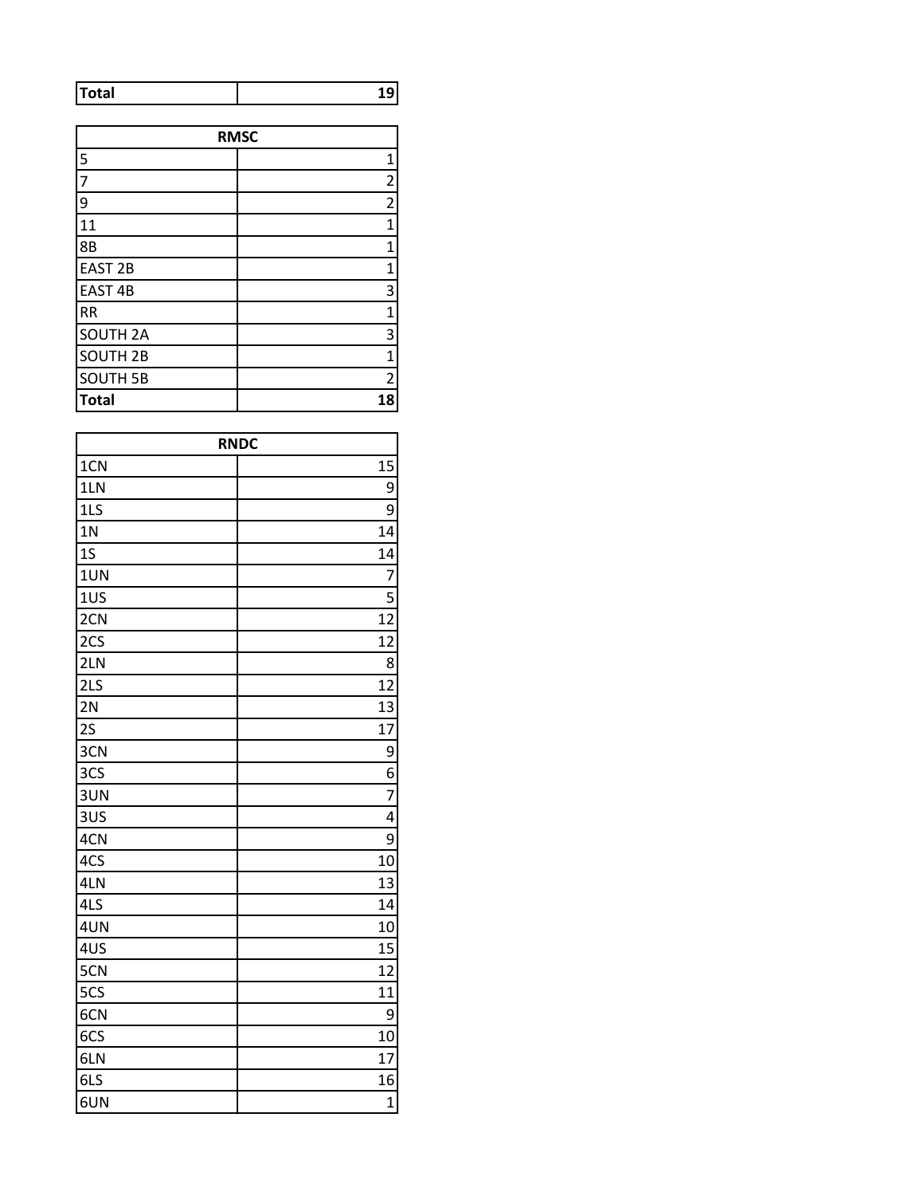| Total | 19 |
|---|---|

| RMSC | |
|---|---|
| 5 | 1 |
| 7 | 2 |
| 9 | 2 |
| 11 | 1 |
| 8B | 1 |
| EAST 2B | 1 |
| EAST 4B | 3 |
| RR | 1 |
| SOUTH 2A | 3 |
| SOUTH 2B | 1 |
| SOUTH 5B | 2 |
| **Total** | **18** |

| RNDC | |
|---|---|
| 1CN | 15 |
| 1LN | 9 |
| 1LS | 9 |
| 1N | 14 |
| 1S | 14 |
| 1UN | 7 |
| 1US | 5 |
| 2CN | 12 |
| 2CS | 12 |
| 2LN | 8 |
| 2LS | 12 |
| 2N | 13 |
| 2S | 17 |
| 3CN | 9 |
| 3CS | 6 |
| 3UN | 7 |
| 3US | 4 |
| 4CN | 9 |
| 4CS | 10 |
| 4LN | 13 |
| 4LS | 14 |
| 4UN | 10 |
| 4US | 15 |
| 5CN | 12 |
| 5CS | 11 |
| 6CN | 9 |
| 6CS | 10 |
| 6LN | 17 |
| 6LS | 16 |
| 6UN | 1 |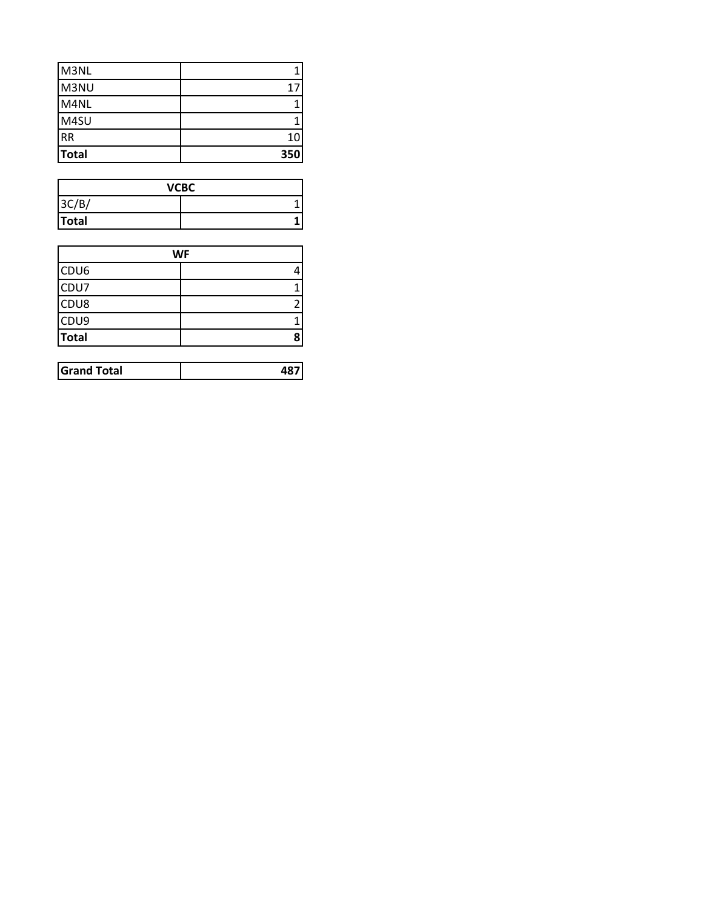| | |
|---|---|
| M3NL | 1 |
| M3NU | 17 |
| M4NL | 1 |
| M4SU | 1 |
| RR | 10 |
| **Total** | **350** |

| VCBC | |
|---|---|
| 3C/B/ | 1 |
| **Total** | **1** |

| WF | |
|---|---|
| CDU6 | 4 |
| CDU7 | 1 |
| CDU8 | 2 |
| CDU9 | 1 |
| **Total** | **8** |

| | |
|---|---|
| **Grand Total** | **487** |